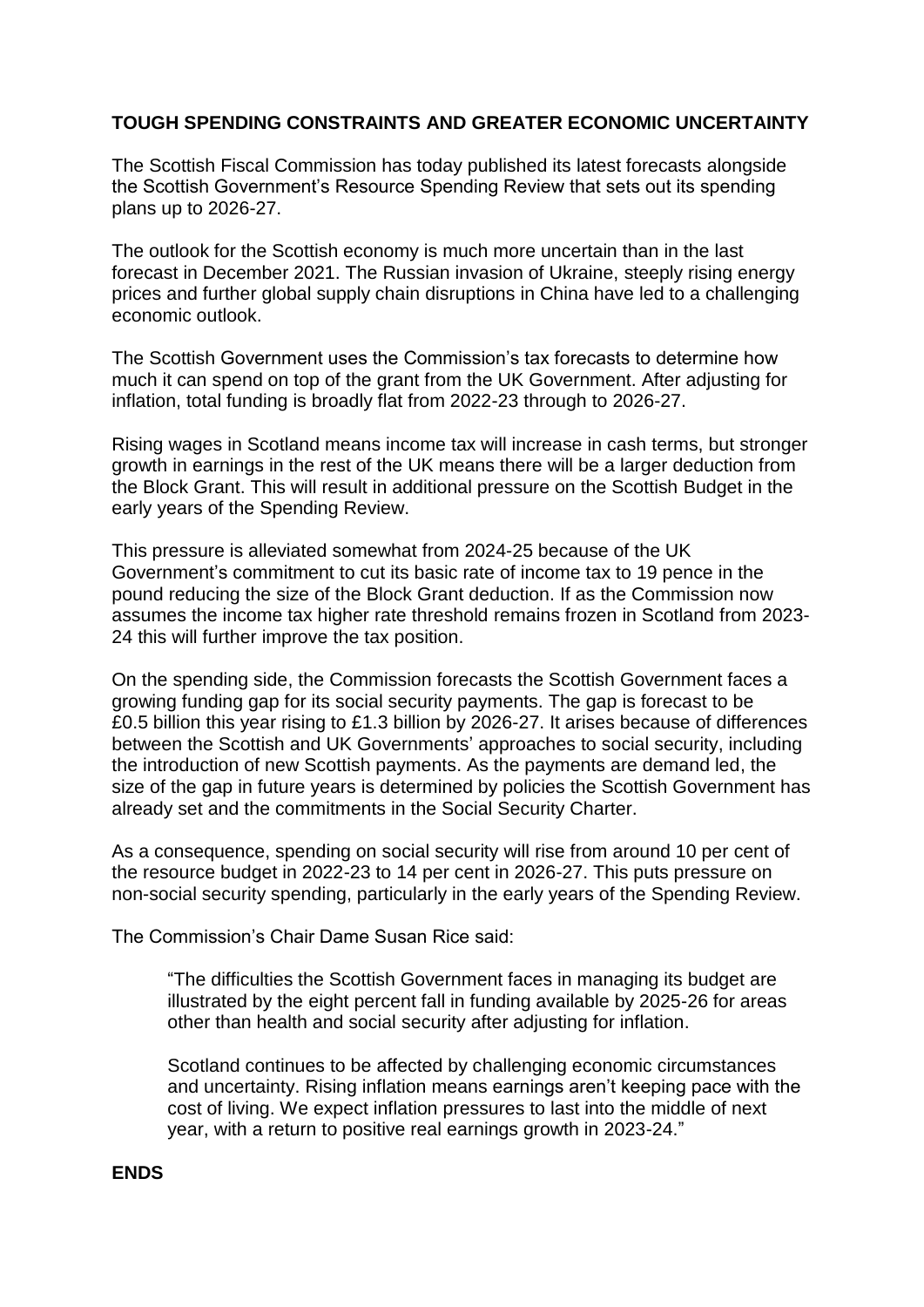**TOUGH SPENDING CONSTRAINTS AND GREATER ECONOMIC UNCERTAINTY**

The Scottish Fiscal Commission has today published its latest forecasts alongside the Scottish Government's Resource Spending Review that sets out its spending plans up to 2026-27.

The outlook for the Scottish economy is much more uncertain than in the last forecast in December 2021. The Russian invasion of Ukraine, steeply rising energy prices and further global supply chain disruptions in China have led to a challenging economic outlook.

The Scottish Government uses the Commission's tax forecasts to determine how much it can spend on top of the grant from the UK Government. After adjusting for inflation, total funding is broadly flat from 2022-23 through to 2026-27.

Rising wages in Scotland means income tax will increase in cash terms, but stronger growth in earnings in the rest of the UK means there will be a larger deduction from the Block Grant. This will result in additional pressure on the Scottish Budget in the early years of the Spending Review.

This pressure is alleviated somewhat from 2024-25 because of the UK Government's commitment to cut its basic rate of income tax to 19 pence in the pound reducing the size of the Block Grant deduction. If as the Commission now assumes the income tax higher rate threshold remains frozen in Scotland from 2023-24 this will further improve the tax position.

On the spending side, the Commission forecasts the Scottish Government faces a growing funding gap for its social security payments. The gap is forecast to be £0.5 billion this year rising to £1.3 billion by 2026-27. It arises because of differences between the Scottish and UK Governments' approaches to social security, including the introduction of new Scottish payments. As the payments are demand led, the size of the gap in future years is determined by policies the Scottish Government has already set and the commitments in the Social Security Charter.

As a consequence, spending on social security will rise from around 10 per cent of the resource budget in 2022-23 to 14 per cent in 2026-27. This puts pressure on non-social security spending, particularly in the early years of the Spending Review.

The Commission's Chair Dame Susan Rice said:

> "The difficulties the Scottish Government faces in managing its budget are illustrated by the eight percent fall in funding available by 2025-26 for areas other than health and social security after adjusting for inflation.
>
> Scotland continues to be affected by challenging economic circumstances and uncertainty. Rising inflation means earnings aren't keeping pace with the cost of living. We expect inflation pressures to last into the middle of next year, with a return to positive real earnings growth in 2023-24."

**ENDS**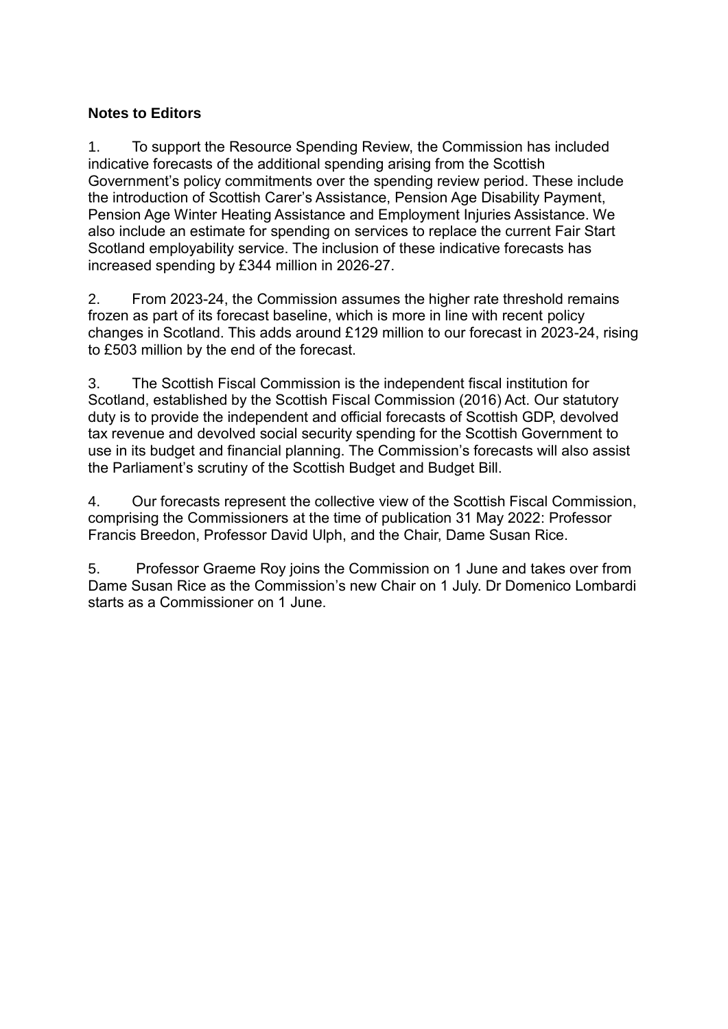**Notes to Editors**

1. To support the Resource Spending Review, the Commission has included indicative forecasts of the additional spending arising from the Scottish Government's policy commitments over the spending review period. These include the introduction of Scottish Carer's Assistance, Pension Age Disability Payment, Pension Age Winter Heating Assistance and Employment Injuries Assistance. We also include an estimate for spending on services to replace the current Fair Start Scotland employability service. The inclusion of these indicative forecasts has increased spending by £344 million in 2026-27.

2. From 2023-24, the Commission assumes the higher rate threshold remains frozen as part of its forecast baseline, which is more in line with recent policy changes in Scotland. This adds around £129 million to our forecast in 2023-24, rising to £503 million by the end of the forecast.

3. The Scottish Fiscal Commission is the independent fiscal institution for Scotland, established by the Scottish Fiscal Commission (2016) Act. Our statutory duty is to provide the independent and official forecasts of Scottish GDP, devolved tax revenue and devolved social security spending for the Scottish Government to use in its budget and financial planning. The Commission's forecasts will also assist the Parliament's scrutiny of the Scottish Budget and Budget Bill.

4. Our forecasts represent the collective view of the Scottish Fiscal Commission, comprising the Commissioners at the time of publication 31 May 2022: Professor Francis Breedon, Professor David Ulph, and the Chair, Dame Susan Rice.

5. Professor Graeme Roy joins the Commission on 1 June and takes over from Dame Susan Rice as the Commission's new Chair on 1 July. Dr Domenico Lombardi starts as a Commissioner on 1 June.